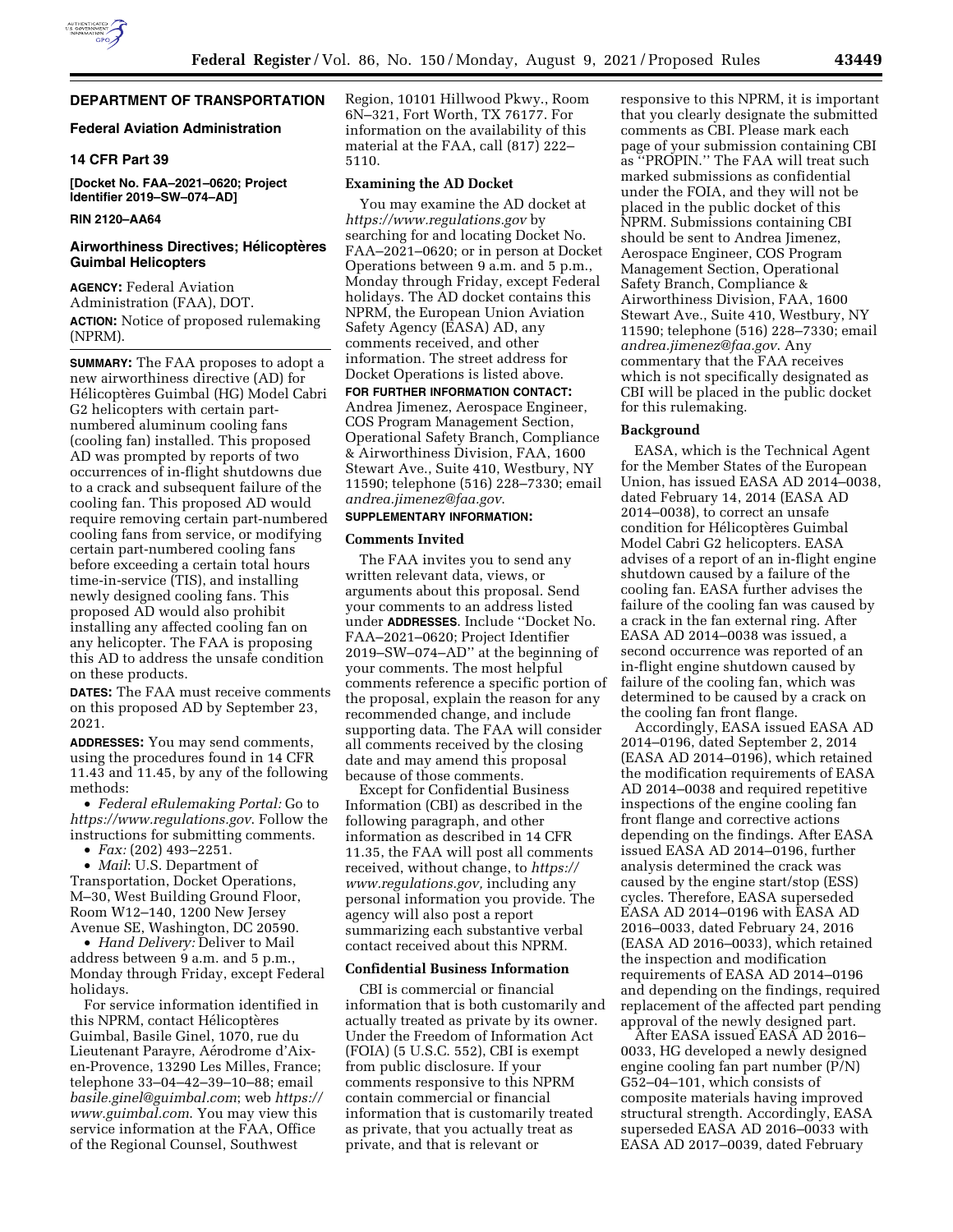## DEPARTMENT OF TRANSPORTATION

### Federal Aviation Administration

### 14 CFR Part 39

**[Docket No. FAA–2021–0620; Project Identifier 2019–SW–074–AD]**

**RIN 2120–AA64**

### Airworthiness Directives; Hélicoptères Guimbal Helicopters

**AGENCY:** Federal Aviation Administration (FAA), DOT.

**ACTION:** Notice of proposed rulemaking (NPRM).

**SUMMARY:** The FAA proposes to adopt a new airworthiness directive (AD) for Hélicoptères Guimbal (HG) Model Cabri G2 helicopters with certain part-numbered aluminum cooling fans (cooling fan) installed. This proposed AD was prompted by reports of two occurrences of in-flight shutdowns due to a crack and subsequent failure of the cooling fan. This proposed AD would require removing certain part-numbered cooling fans from service, or modifying certain part-numbered cooling fans before exceeding a certain total hours time-in-service (TIS), and installing newly designed cooling fans. This proposed AD would also prohibit installing any affected cooling fan on any helicopter. The FAA is proposing this AD to address the unsafe condition on these products.

**DATES:** The FAA must receive comments on this proposed AD by September 23, 2021.

**ADDRESSES:** You may send comments, using the procedures found in 14 CFR 11.43 and 11.45, by any of the following methods:

- *Federal eRulemaking Portal:* Go to *https://www.regulations.gov*. Follow the instructions for submitting comments.
- *Fax:* (202) 493–2251.
- *Mail*: U.S. Department of Transportation, Docket Operations, M–30, West Building Ground Floor, Room W12–140, 1200 New Jersey Avenue SE, Washington, DC 20590.
- *Hand Delivery:* Deliver to Mail address between 9 a.m. and 5 p.m., Monday through Friday, except Federal holidays.

For service information identified in this NPRM, contact Hélicoptères Guimbal, Basile Ginel, 1070, rue du Lieutenant Parayre, Aérodrome d'Aix-en-Provence, 13290 Les Milles, France; telephone 33–04–42–39–10–88; email *basile.ginel@guimbal.com*; web *https://www.guimbal.com*. You may view this service information at the FAA, Office of the Regional Counsel, Southwest Region, 10101 Hillwood Pkwy., Room 6N–321, Fort Worth, TX 76177. For information on the availability of this material at the FAA, call (817) 222–5110.

**Examining the AD Docket**

You may examine the AD docket at *https://www.regulations.gov* by searching for and locating Docket No. FAA–2021–0620; or in person at Docket Operations between 9 a.m. and 5 p.m., Monday through Friday, except Federal holidays. The AD docket contains this NPRM, the European Union Aviation Safety Agency (EASA) AD, any comments received, and other information. The street address for Docket Operations is listed above.

**FOR FURTHER INFORMATION CONTACT:** Andrea Jimenez, Aerospace Engineer, COS Program Management Section, Operational Safety Branch, Compliance & Airworthiness Division, FAA, 1600 Stewart Ave., Suite 410, Westbury, NY 11590; telephone (516) 228–7330; email *andrea.jimenez@faa.gov*.

**SUPPLEMENTARY INFORMATION:**

**Comments Invited**

The FAA invites you to send any written relevant data, views, or arguments about this proposal. Send your comments to an address listed under **ADDRESSES**. Include "Docket No. FAA–2021–0620; Project Identifier 2019–SW–074–AD" at the beginning of your comments. The most helpful comments reference a specific portion of the proposal, explain the reason for any recommended change, and include supporting data. The FAA will consider all comments received by the closing date and may amend this proposal because of those comments.

Except for Confidential Business Information (CBI) as described in the following paragraph, and other information as described in 14 CFR 11.35, the FAA will post all comments received, without change, to *https://www.regulations.gov,* including any personal information you provide. The agency will also post a report summarizing each substantive verbal contact received about this NPRM.

**Confidential Business Information**

CBI is commercial or financial information that is both customarily and actually treated as private by its owner. Under the Freedom of Information Act (FOIA) (5 U.S.C. 552), CBI is exempt from public disclosure. If your comments responsive to this NPRM contain commercial or financial information that is customarily treated as private, that you actually treat as private, and that is relevant or responsive to this NPRM, it is important that you clearly designate the submitted comments as CBI. Please mark each page of your submission containing CBI as "PROPIN." The FAA will treat such marked submissions as confidential under the FOIA, and they will not be placed in the public docket of this NPRM. Submissions containing CBI should be sent to Andrea Jimenez, Aerospace Engineer, COS Program Management Section, Operational Safety Branch, Compliance & Airworthiness Division, FAA, 1600 Stewart Ave., Suite 410, Westbury, NY 11590; telephone (516) 228–7330; email *andrea.jimenez@faa.gov*. Any commentary that the FAA receives which is not specifically designated as CBI will be placed in the public docket for this rulemaking.

**Background**

EASA, which is the Technical Agent for the Member States of the European Union, has issued EASA AD 2014–0038, dated February 14, 2014 (EASA AD 2014–0038), to correct an unsafe condition for Hélicoptères Guimbal Model Cabri G2 helicopters. EASA advises of a report of an in-flight engine shutdown caused by a failure of the cooling fan. EASA further advises the failure of the cooling fan was caused by a crack in the fan external ring. After EASA AD 2014–0038 was issued, a second occurrence was reported of an in-flight engine shutdown caused by failure of the cooling fan, which was determined to be caused by a crack on the cooling fan front flange.

Accordingly, EASA issued EASA AD 2014–0196, dated September 2, 2014 (EASA AD 2014–0196), which retained the modification requirements of EASA AD 2014–0038 and required repetitive inspections of the engine cooling fan front flange and corrective actions depending on the findings. After EASA issued EASA AD 2014–0196, further analysis determined the crack was caused by the engine start/stop (ESS) cycles. Therefore, EASA superseded EASA AD 2014–0196 with EASA AD 2016–0033, dated February 24, 2016 (EASA AD 2016–0033), which retained the inspection and modification requirements of EASA AD 2014–0196 and depending on the findings, required replacement of the affected part pending approval of the newly designed part.

After EASA issued EASA AD 2016–0033, HG developed a newly designed engine cooling fan part number (P/N) G52–04–101, which consists of composite materials having improved structural strength. Accordingly, EASA superseded EASA AD 2016–0033 with EASA AD 2017–0039, dated February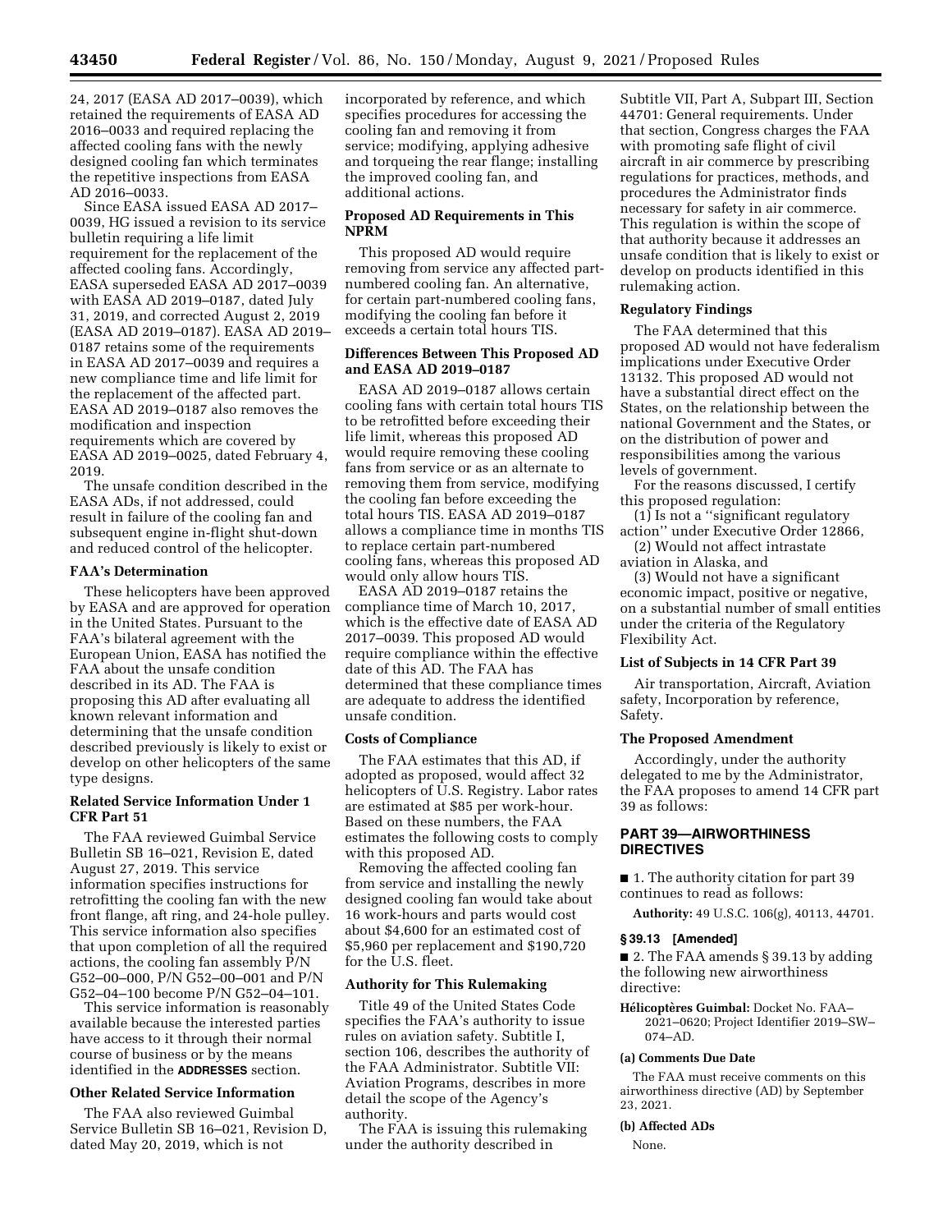24, 2017 (EASA AD 2017–0039), which retained the requirements of EASA AD 2016–0033 and required replacing the affected cooling fans with the newly designed cooling fan which terminates the repetitive inspections from EASA AD 2016–0033.

Since EASA issued EASA AD 2017–0039, HG issued a revision to its service bulletin requiring a life limit requirement for the replacement of the affected cooling fans. Accordingly, EASA superseded EASA AD 2017–0039 with EASA AD 2019–0187, dated July 31, 2019, and corrected August 2, 2019 (EASA AD 2019–0187). EASA AD 2019–0187 retains some of the requirements in EASA AD 2017–0039 and requires a new compliance time and life limit for the replacement of the affected part. EASA AD 2019–0187 also removes the modification and inspection requirements which are covered by EASA AD 2019–0025, dated February 4, 2019.

The unsafe condition described in the EASA ADs, if not addressed, could result in failure of the cooling fan and subsequent engine in-flight shut-down and reduced control of the helicopter.

### FAA's Determination

These helicopters have been approved by EASA and are approved for operation in the United States. Pursuant to the FAA's bilateral agreement with the European Union, EASA has notified the FAA about the unsafe condition described in its AD. The FAA is proposing this AD after evaluating all known relevant information and determining that the unsafe condition described previously is likely to exist or develop on other helicopters of the same type designs.

### Related Service Information Under 1 CFR Part 51

The FAA reviewed Guimbal Service Bulletin SB 16–021, Revision E, dated August 27, 2019. This service information specifies instructions for retrofitting the cooling fan with the new front flange, aft ring, and 24-hole pulley. This service information also specifies that upon completion of all the required actions, the cooling fan assembly P/N G52–00–000, P/N G52–00–001 and P/N G52–04–100 become P/N G52–04–101.

This service information is reasonably available because the interested parties have access to it through their normal course of business or by the means identified in the **ADDRESSES** section.

### Other Related Service Information

The FAA also reviewed Guimbal Service Bulletin SB 16–021, Revision D, dated May 20, 2019, which is not incorporated by reference, and which specifies procedures for accessing the cooling fan and removing it from service; modifying, applying adhesive and torqueing the rear flange; installing the improved cooling fan, and additional actions.

### Proposed AD Requirements in This NPRM

This proposed AD would require removing from service any affected part-numbered cooling fan. An alternative, for certain part-numbered cooling fans, modifying the cooling fan before it exceeds a certain total hours TIS.

### Differences Between This Proposed AD and EASA AD 2019–0187

EASA AD 2019–0187 allows certain cooling fans with certain total hours TIS to be retrofitted before exceeding their life limit, whereas this proposed AD would require removing these cooling fans from service or as an alternate to removing them from service, modifying the cooling fan before exceeding the total hours TIS. EASA AD 2019–0187 allows a compliance time in months TIS to replace certain part-numbered cooling fans, whereas this proposed AD would only allow hours TIS.

EASA AD 2019–0187 retains the compliance time of March 10, 2017, which is the effective date of EASA AD 2017–0039. This proposed AD would require compliance within the effective date of this AD. The FAA has determined that these compliance times are adequate to address the identified unsafe condition.

### Costs of Compliance

The FAA estimates that this AD, if adopted as proposed, would affect 32 helicopters of U.S. Registry. Labor rates are estimated at $85 per work-hour. Based on these numbers, the FAA estimates the following costs to comply with this proposed AD.

Removing the affected cooling fan from service and installing the newly designed cooling fan would take about 16 work-hours and parts would cost about $4,600 for an estimated cost of $5,960 per replacement and $190,720 for the U.S. fleet.

### Authority for This Rulemaking

Title 49 of the United States Code specifies the FAA's authority to issue rules on aviation safety. Subtitle I, section 106, describes the authority of the FAA Administrator. Subtitle VII: Aviation Programs, describes in more detail the scope of the Agency's authority.

The FAA is issuing this rulemaking under the authority described in Subtitle VII, Part A, Subpart III, Section 44701: General requirements. Under that section, Congress charges the FAA with promoting safe flight of civil aircraft in air commerce by prescribing regulations for practices, methods, and procedures the Administrator finds necessary for safety in air commerce. This regulation is within the scope of that authority because it addresses an unsafe condition that is likely to exist or develop on products identified in this rulemaking action.

### Regulatory Findings

The FAA determined that this proposed AD would not have federalism implications under Executive Order 13132. This proposed AD would not have a substantial direct effect on the States, on the relationship between the national Government and the States, or on the distribution of power and responsibilities among the various levels of government.

For the reasons discussed, I certify this proposed regulation:

(1) Is not a "significant regulatory action" under Executive Order 12866,

(2) Would not affect intrastate aviation in Alaska, and

(3) Would not have a significant economic impact, positive or negative, on a substantial number of small entities under the criteria of the Regulatory Flexibility Act.

### List of Subjects in 14 CFR Part 39

Air transportation, Aircraft, Aviation safety, Incorporation by reference, Safety.

### The Proposed Amendment

Accordingly, under the authority delegated to me by the Administrator, the FAA proposes to amend 14 CFR part 39 as follows:

## PART 39—AIRWORTHINESS DIRECTIVES

■ 1. The authority citation for part 39 continues to read as follows:

**Authority:** 49 U.S.C. 106(g), 40113, 44701.

#### § 39.13 [Amended]

■ 2. The FAA amends § 39.13 by adding the following new airworthiness directive:

**Hélicoptères Guimbal:** Docket No. FAA–2021–0620; Project Identifier 2019–SW–074–AD.

#### (a) Comments Due Date

The FAA must receive comments on this airworthiness directive (AD) by September 23, 2021.

#### (b) Affected ADs

None.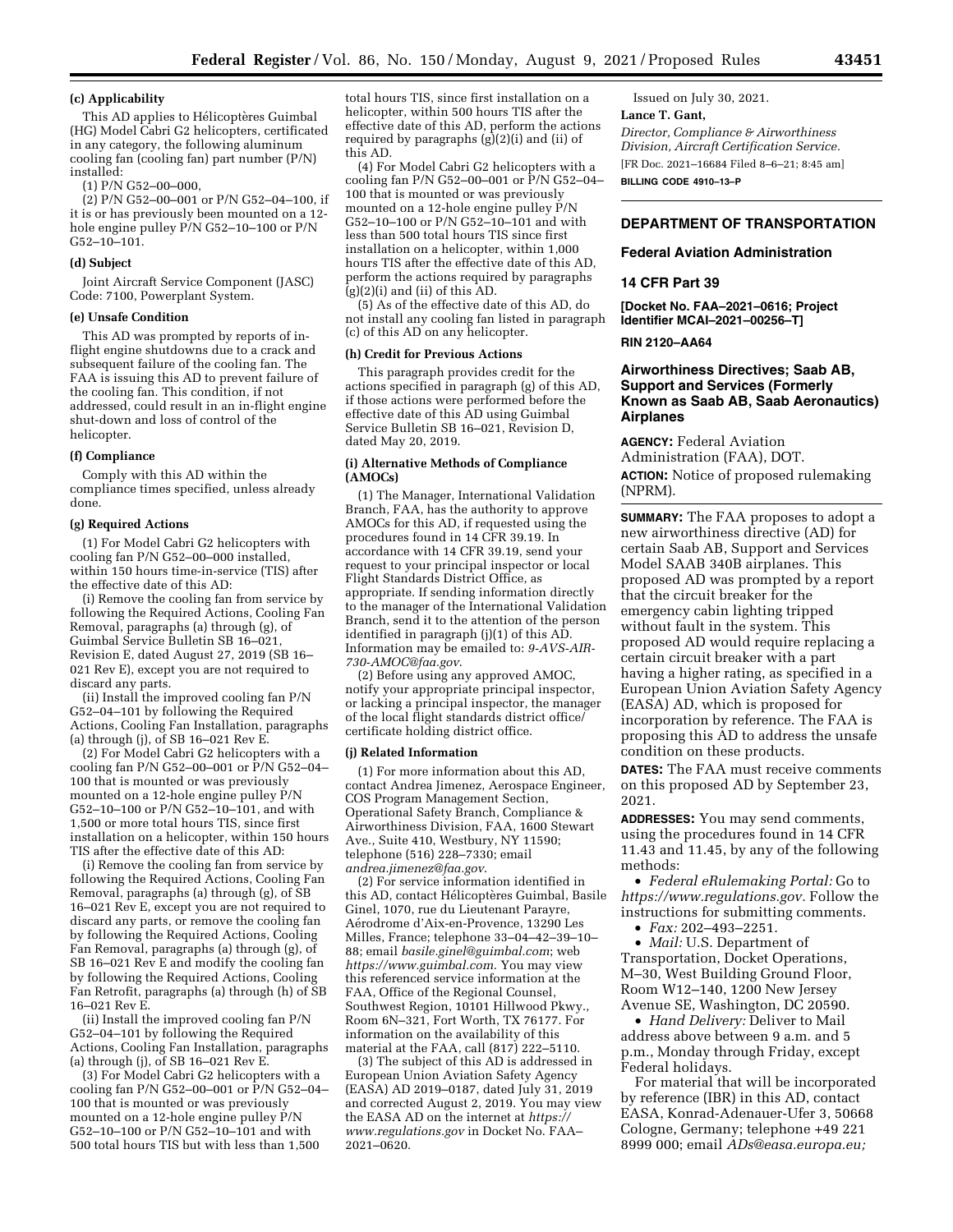**(c) Applicability**

This AD applies to Hélicoptères Guimbal (HG) Model Cabri G2 helicopters, certificated in any category, the following aluminum cooling fan (cooling fan) part number (P/N) installed:

(1) P/N G52–00–000,

(2) P/N G52–00–001 or P/N G52–04–100, if it is or has previously been mounted on a 12-hole engine pulley P/N G52–10–100 or P/N G52–10–101.

**(d) Subject**

Joint Aircraft Service Component (JASC) Code: 7100, Powerplant System.

**(e) Unsafe Condition**

This AD was prompted by reports of in-flight engine shutdowns due to a crack and subsequent failure of the cooling fan. The FAA is issuing this AD to prevent failure of the cooling fan. This condition, if not addressed, could result in an in-flight engine shut-down and loss of control of the helicopter.

**(f) Compliance**

Comply with this AD within the compliance times specified, unless already done.

**(g) Required Actions**

(1) For Model Cabri G2 helicopters with cooling fan P/N G52–00–000 installed, within 150 hours time-in-service (TIS) after the effective date of this AD:

(i) Remove the cooling fan from service by following the Required Actions, Cooling Fan Removal, paragraphs (a) through (g), of Guimbal Service Bulletin SB 16–021, Revision E, dated August 27, 2019 (SB 16–021 Rev E), except you are not required to discard any parts.

(ii) Install the improved cooling fan P/N G52–04–101 by following the Required Actions, Cooling Fan Installation, paragraphs (a) through (j), of SB 16–021 Rev E.

(2) For Model Cabri G2 helicopters with a cooling fan P/N G52–00–001 or P/N G52–04–100 that is mounted or was previously mounted on a 12-hole engine pulley P/N G52–10–100 or P/N G52–10–101, and with 1,500 or more total hours TIS, since first installation on a helicopter, within 150 hours TIS after the effective date of this AD:

(i) Remove the cooling fan from service by following the Required Actions, Cooling Fan Removal, paragraphs (a) through (g), of SB 16–021 Rev E, except you are not required to discard any parts, or remove the cooling fan by following the Required Actions, Cooling Fan Removal, paragraphs (a) through (g), of SB 16–021 Rev E and modify the cooling fan by following the Required Actions, Cooling Fan Retrofit, paragraphs (a) through (h) of SB 16–021 Rev E.

(ii) Install the improved cooling fan P/N G52–04–101 by following the Required Actions, Cooling Fan Installation, paragraphs (a) through (j), of SB 16–021 Rev E.

(3) For Model Cabri G2 helicopters with a cooling fan P/N G52–00–001 or P/N G52–04–100 that is mounted or was previously mounted on a 12-hole engine pulley P/N G52–10–100 or P/N G52–10–101 and with 500 total hours TIS but with less than 1,500 total hours TIS, since first installation on a helicopter, within 500 hours TIS after the effective date of this AD, perform the actions required by paragraphs (g)(2)(i) and (ii) of this AD.

(4) For Model Cabri G2 helicopters with a cooling fan P/N G52–00–001 or P/N G52–04–100 that is mounted or was previously mounted on a 12-hole engine pulley P/N G52–10–100 or P/N G52–10–101 and with less than 500 total hours TIS since first installation on a helicopter, within 1,000 hours TIS after the effective date of this AD, perform the actions required by paragraphs (g)(2)(i) and (ii) of this AD.

(5) As of the effective date of this AD, do not install any cooling fan listed in paragraph (c) of this AD on any helicopter.

**(h) Credit for Previous Actions**

This paragraph provides credit for the actions specified in paragraph (g) of this AD, if those actions were performed before the effective date of this AD using Guimbal Service Bulletin SB 16–021, Revision D, dated May 20, 2019.

**(i) Alternative Methods of Compliance (AMOCs)**

(1) The Manager, International Validation Branch, FAA, has the authority to approve AMOCs for this AD, if requested using the procedures found in 14 CFR 39.19. In accordance with 14 CFR 39.19, send your request to your principal inspector or local Flight Standards District Office, as appropriate. If sending information directly to the manager of the International Validation Branch, send it to the attention of the person identified in paragraph (j)(1) of this AD. Information may be emailed to: *9-AVS-AIR-730-AMOC@faa.gov*.

(2) Before using any approved AMOC, notify your appropriate principal inspector, or lacking a principal inspector, the manager of the local flight standards district office/certificate holding district office.

**(j) Related Information**

(1) For more information about this AD, contact Andrea Jimenez, Aerospace Engineer, COS Program Management Section, Operational Safety Branch, Compliance & Airworthiness Division, FAA, 1600 Stewart Ave., Suite 410, Westbury, NY 11590; telephone (516) 228–7330; email *andrea.jimenez@faa.gov*.

(2) For service information identified in this AD, contact Hélicoptères Guimbal, Basile Ginel, 1070, rue du Lieutenant Parayre, Aérodrome d'Aix-en-Provence, 13290 Les Milles, France; telephone 33–04–42–39–10–88; email *basile.ginel@guimbal.com*; web *https://www.guimbal.com*. You may view this referenced service information at the FAA, Office of the Regional Counsel, Southwest Region, 10101 Hillwood Pkwy., Room 6N–321, Fort Worth, TX 76177. For information on the availability of this material at the FAA, call (817) 222–5110.

(3) The subject of this AD is addressed in European Union Aviation Safety Agency (EASA) AD 2019–0187, dated July 31, 2019 and corrected August 2, 2019. You may view the EASA AD on the internet at *https://www.regulations.gov* in Docket No. FAA–2021–0620.

Issued on July 30, 2021.

**Lance T. Gant,**

*Director, Compliance & Airworthiness Division, Aircraft Certification Service.*

[FR Doc. 2021–16684 Filed 8–6–21; 8:45 am]

**BILLING CODE 4910–13–P**

---

## DEPARTMENT OF TRANSPORTATION

## Federal Aviation Administration

## 14 CFR Part 39

**[Docket No. FAA–2021–0616; Project Identifier MCAI–2021–00256–T]**

**RIN 2120–AA64**

## Airworthiness Directives; Saab AB, Support and Services (Formerly Known as Saab AB, Saab Aeronautics) Airplanes

**AGENCY:** Federal Aviation Administration (FAA), DOT.

**ACTION:** Notice of proposed rulemaking (NPRM).

**SUMMARY:** The FAA proposes to adopt a new airworthiness directive (AD) for certain Saab AB, Support and Services Model SAAB 340B airplanes. This proposed AD was prompted by a report that the circuit breaker for the emergency cabin lighting tripped without fault in the system. This proposed AD would require replacing a certain circuit breaker with a part having a higher rating, as specified in a European Union Aviation Safety Agency (EASA) AD, which is proposed for incorporation by reference. The FAA is proposing this AD to address the unsafe condition on these products.

**DATES:** The FAA must receive comments on this proposed AD by September 23, 2021.

**ADDRESSES:** You may send comments, using the procedures found in 14 CFR 11.43 and 11.45, by any of the following methods:

- *Federal eRulemaking Portal:* Go to *https://www.regulations.gov*. Follow the instructions for submitting comments.
- *Fax:* 202–493–2251.
- *Mail:* U.S. Department of Transportation, Docket Operations, M–30, West Building Ground Floor, Room W12–140, 1200 New Jersey Avenue SE, Washington, DC 20590.
- *Hand Delivery:* Deliver to Mail address above between 9 a.m. and 5 p.m., Monday through Friday, except Federal holidays.

For material that will be incorporated by reference (IBR) in this AD, contact EASA, Konrad-Adenauer-Ufer 3, 50668 Cologne, Germany; telephone +49 221 8999 000; email *ADs@easa.europa.eu;*